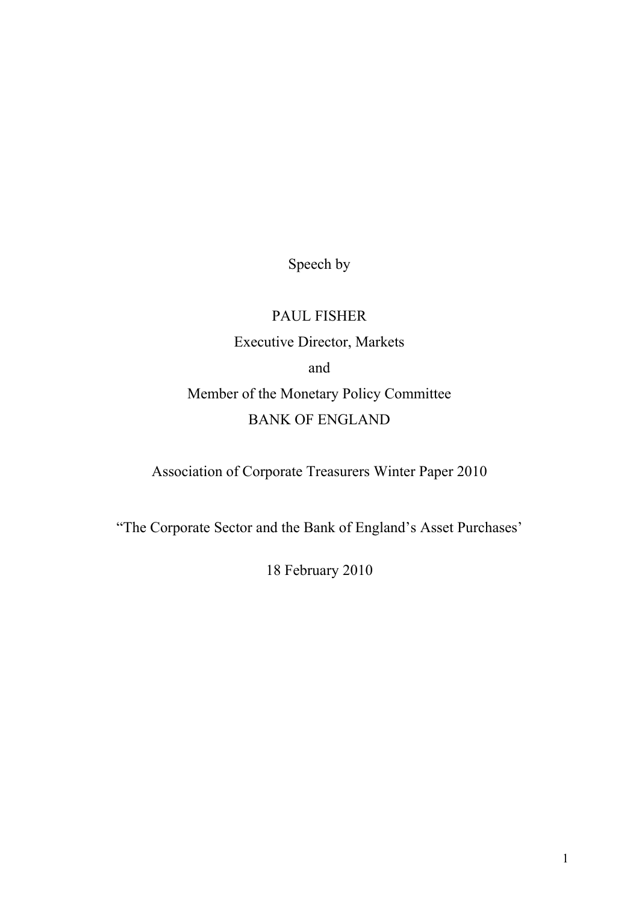Speech by

PAUL FISHER

Executive Director, Markets

and

Member of the Monetary Policy Committee

BANK OF ENGLAND

Association of Corporate Treasurers Winter Paper 2010

"The Corporate Sector and the Bank of England's Asset Purchases'

18 February 2010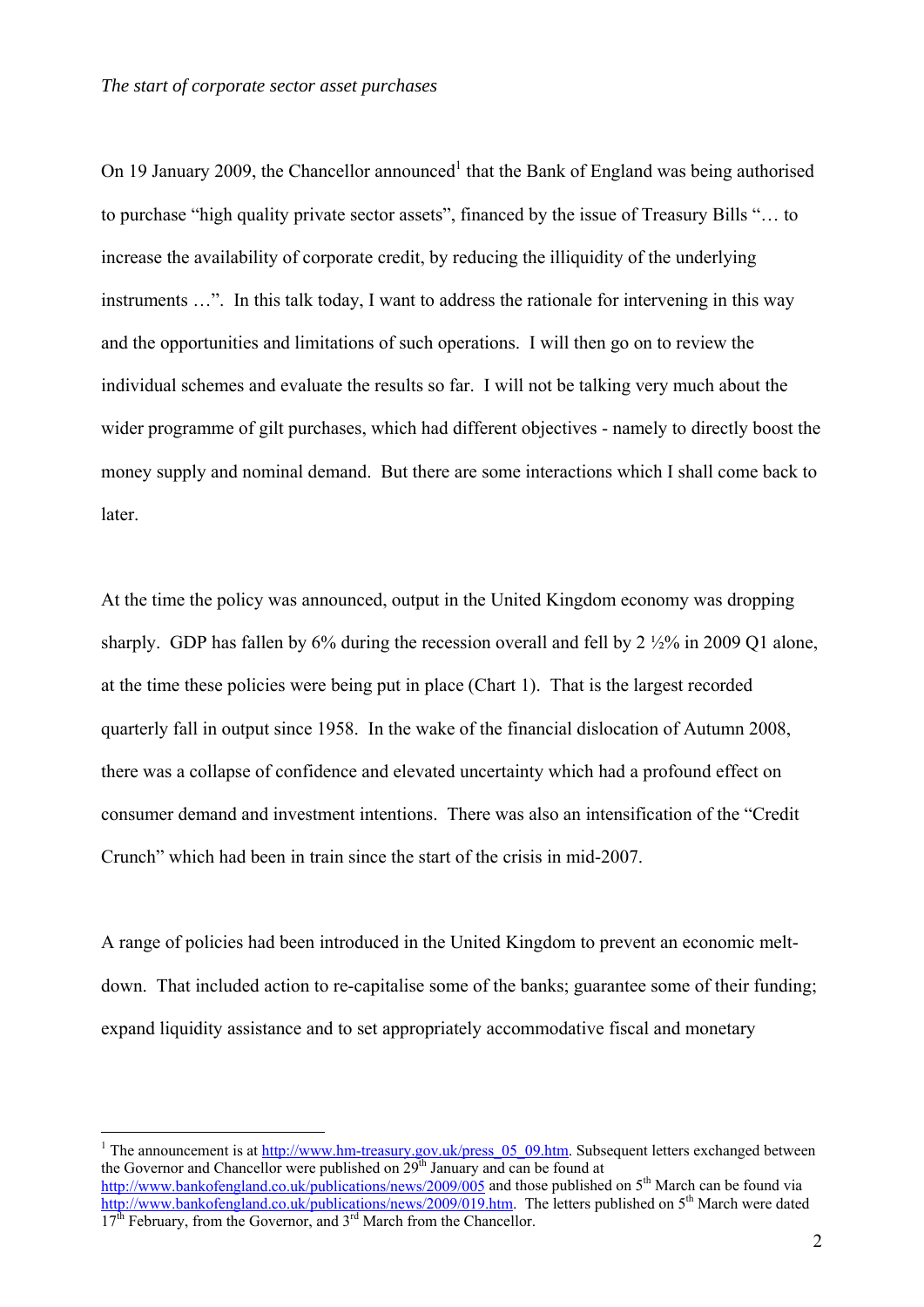*The start of corporate sector asset purchases*

On 19 January 2009, the Chancellor announced[1] that the Bank of England was being authorised to purchase "high quality private sector assets", financed by the issue of Treasury Bills "… to increase the availability of corporate credit, by reducing the illiquidity of the underlying instruments …". In this talk today, I want to address the rationale for intervening in this way and the opportunities and limitations of such operations. I will then go on to review the individual schemes and evaluate the results so far. I will not be talking very much about the wider programme of gilt purchases, which had different objectives - namely to directly boost the money supply and nominal demand. But there are some interactions which I shall come back to later.

At the time the policy was announced, output in the United Kingdom economy was dropping sharply. GDP has fallen by 6% during the recession overall and fell by 2 ½% in 2009 Q1 alone, at the time these policies were being put in place (Chart 1). That is the largest recorded quarterly fall in output since 1958. In the wake of the financial dislocation of Autumn 2008, there was a collapse of confidence and elevated uncertainty which had a profound effect on consumer demand and investment intentions. There was also an intensification of the "Credit Crunch" which had been in train since the start of the crisis in mid-2007.

A range of policies had been introduced in the United Kingdom to prevent an economic melt-down. That included action to re-capitalise some of the banks; guarantee some of their funding; expand liquidity assistance and to set appropriately accommodative fiscal and monetary

---

[1] The announcement is at http://www.hm-treasury.gov.uk/press_05_09.htm. Subsequent letters exchanged between the Governor and Chancellor were published on 29th January and can be found at http://www.bankofengland.co.uk/publications/news/2009/005 and those published on 5th March can be found via http://www.bankofengland.co.uk/publications/news/2009/019.htm. The letters published on 5th March were dated 17th February, from the Governor, and 3rd March from the Chancellor.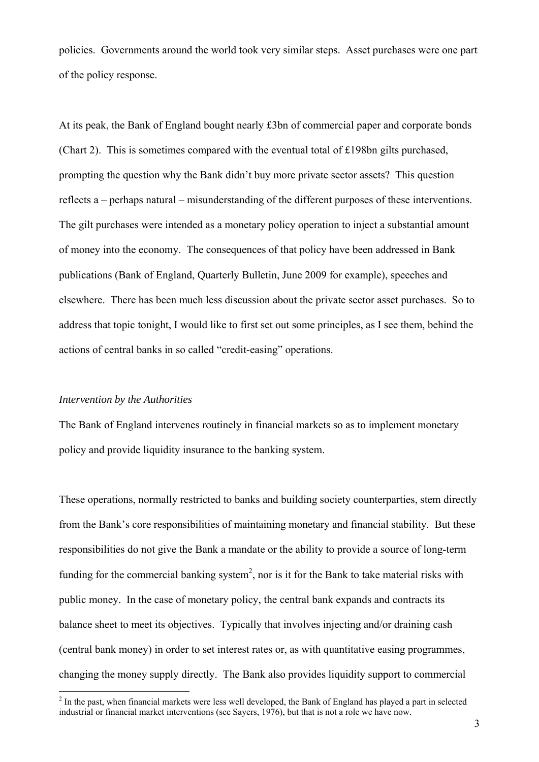policies. Governments around the world took very similar steps. Asset purchases were one part of the policy response.

At its peak, the Bank of England bought nearly £3bn of commercial paper and corporate bonds (Chart 2). This is sometimes compared with the eventual total of £198bn gilts purchased, prompting the question why the Bank didn't buy more private sector assets? This question reflects a – perhaps natural – misunderstanding of the different purposes of these interventions. The gilt purchases were intended as a monetary policy operation to inject a substantial amount of money into the economy. The consequences of that policy have been addressed in Bank publications (Bank of England, Quarterly Bulletin, June 2009 for example), speeches and elsewhere. There has been much less discussion about the private sector asset purchases. So to address that topic tonight, I would like to first set out some principles, as I see them, behind the actions of central banks in so called "credit-easing" operations.

*Intervention by the Authorities*

The Bank of England intervenes routinely in financial markets so as to implement monetary policy and provide liquidity insurance to the banking system.

These operations, normally restricted to banks and building society counterparties, stem directly from the Bank's core responsibilities of maintaining monetary and financial stability. But these responsibilities do not give the Bank a mandate or the ability to provide a source of long-term funding for the commercial banking system[2], nor is it for the Bank to take material risks with public money. In the case of monetary policy, the central bank expands and contracts its balance sheet to meet its objectives. Typically that involves injecting and/or draining cash (central bank money) in order to set interest rates or, as with quantitative easing programmes, changing the money supply directly. The Bank also provides liquidity support to commercial

[2] In the past, when financial markets were less well developed, the Bank of England has played a part in selected industrial or financial market interventions (see Sayers, 1976), but that is not a role we have now.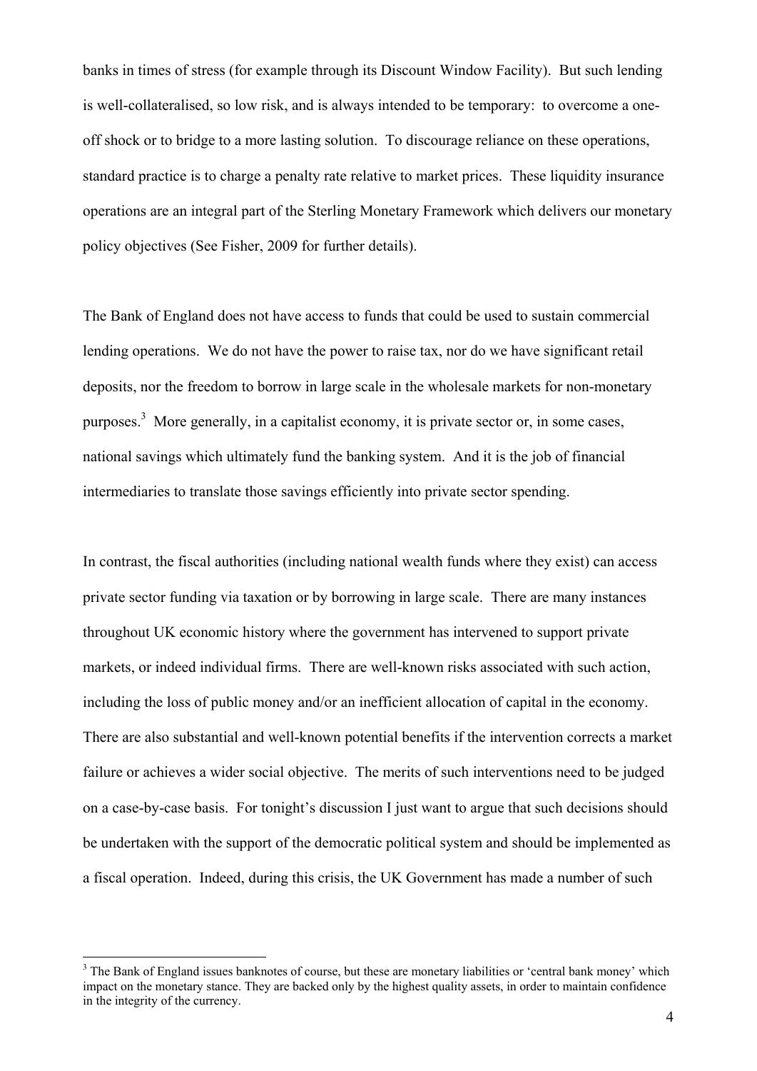banks in times of stress (for example through its Discount Window Facility). But such lending is well-collateralised, so low risk, and is always intended to be temporary: to overcome a one-off shock or to bridge to a more lasting solution. To discourage reliance on these operations, standard practice is to charge a penalty rate relative to market prices. These liquidity insurance operations are an integral part of the Sterling Monetary Framework which delivers our monetary policy objectives (See Fisher, 2009 for further details).

The Bank of England does not have access to funds that could be used to sustain commercial lending operations. We do not have the power to raise tax, nor do we have significant retail deposits, nor the freedom to borrow in large scale in the wholesale markets for non-monetary purposes.[3] More generally, in a capitalist economy, it is private sector or, in some cases, national savings which ultimately fund the banking system. And it is the job of financial intermediaries to translate those savings efficiently into private sector spending.

In contrast, the fiscal authorities (including national wealth funds where they exist) can access private sector funding via taxation or by borrowing in large scale. There are many instances throughout UK economic history where the government has intervened to support private markets, or indeed individual firms. There are well-known risks associated with such action, including the loss of public money and/or an inefficient allocation of capital in the economy. There are also substantial and well-known potential benefits if the intervention corrects a market failure or achieves a wider social objective. The merits of such interventions need to be judged on a case-by-case basis. For tonight's discussion I just want to argue that such decisions should be undertaken with the support of the democratic political system and should be implemented as a fiscal operation. Indeed, during this crisis, the UK Government has made a number of such

[3] The Bank of England issues banknotes of course, but these are monetary liabilities or 'central bank money' which impact on the monetary stance. They are backed only by the highest quality assets, in order to maintain confidence in the integrity of the currency.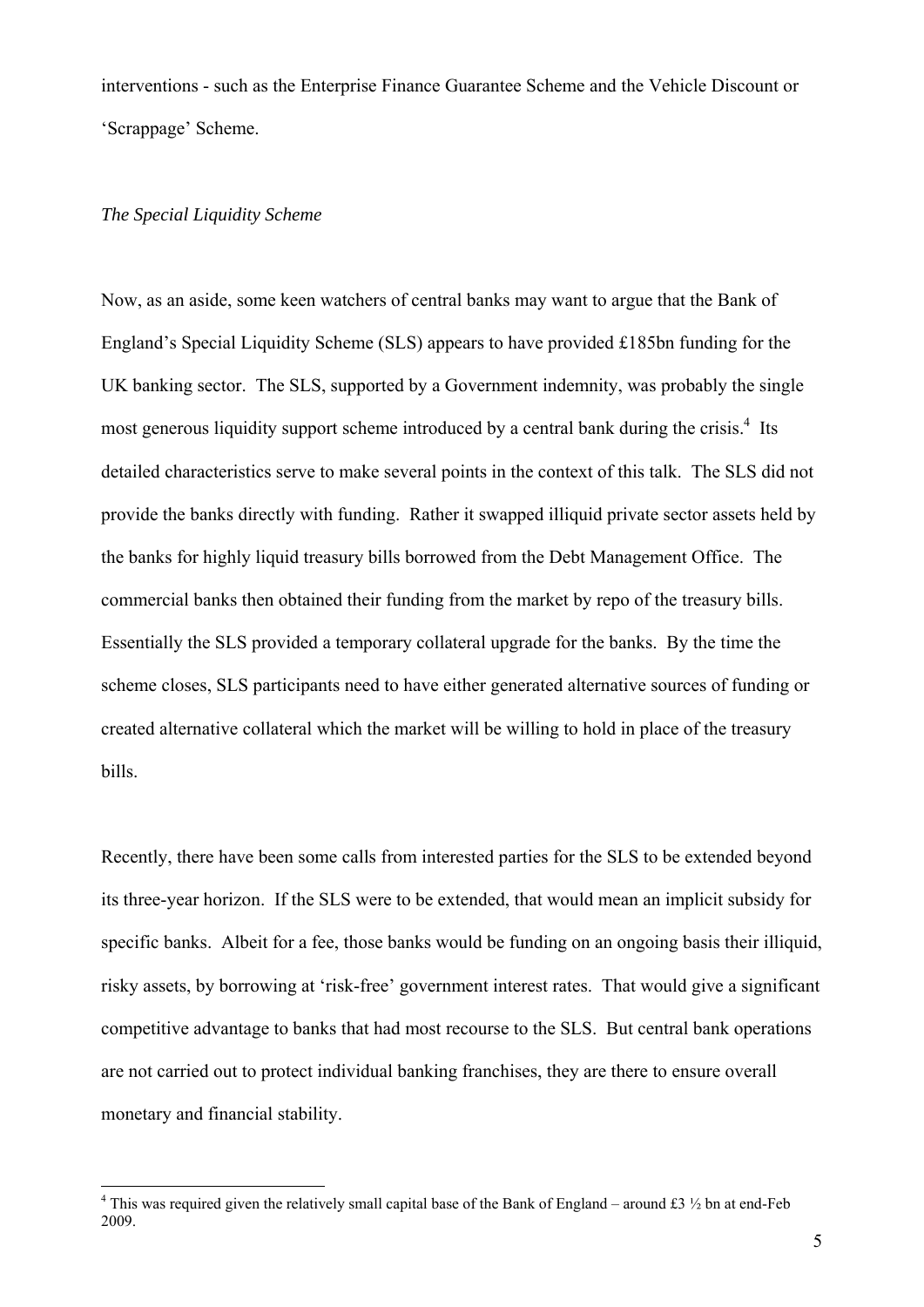interventions - such as the Enterprise Finance Guarantee Scheme and the Vehicle Discount or 'Scrappage' Scheme.

*The Special Liquidity Scheme*

Now, as an aside, some keen watchers of central banks may want to argue that the Bank of England's Special Liquidity Scheme (SLS) appears to have provided £185bn funding for the UK banking sector. The SLS, supported by a Government indemnity, was probably the single most generous liquidity support scheme introduced by a central bank during the crisis.[4] Its detailed characteristics serve to make several points in the context of this talk. The SLS did not provide the banks directly with funding. Rather it swapped illiquid private sector assets held by the banks for highly liquid treasury bills borrowed from the Debt Management Office. The commercial banks then obtained their funding from the market by repo of the treasury bills. Essentially the SLS provided a temporary collateral upgrade for the banks. By the time the scheme closes, SLS participants need to have either generated alternative sources of funding or created alternative collateral which the market will be willing to hold in place of the treasury bills.

Recently, there have been some calls from interested parties for the SLS to be extended beyond its three-year horizon. If the SLS were to be extended, that would mean an implicit subsidy for specific banks. Albeit for a fee, those banks would be funding on an ongoing basis their illiquid, risky assets, by borrowing at 'risk-free' government interest rates. That would give a significant competitive advantage to banks that had most recourse to the SLS. But central bank operations are not carried out to protect individual banking franchises, they are there to ensure overall monetary and financial stability.

[4] This was required given the relatively small capital base of the Bank of England – around £3 ½ bn at end-Feb 2009.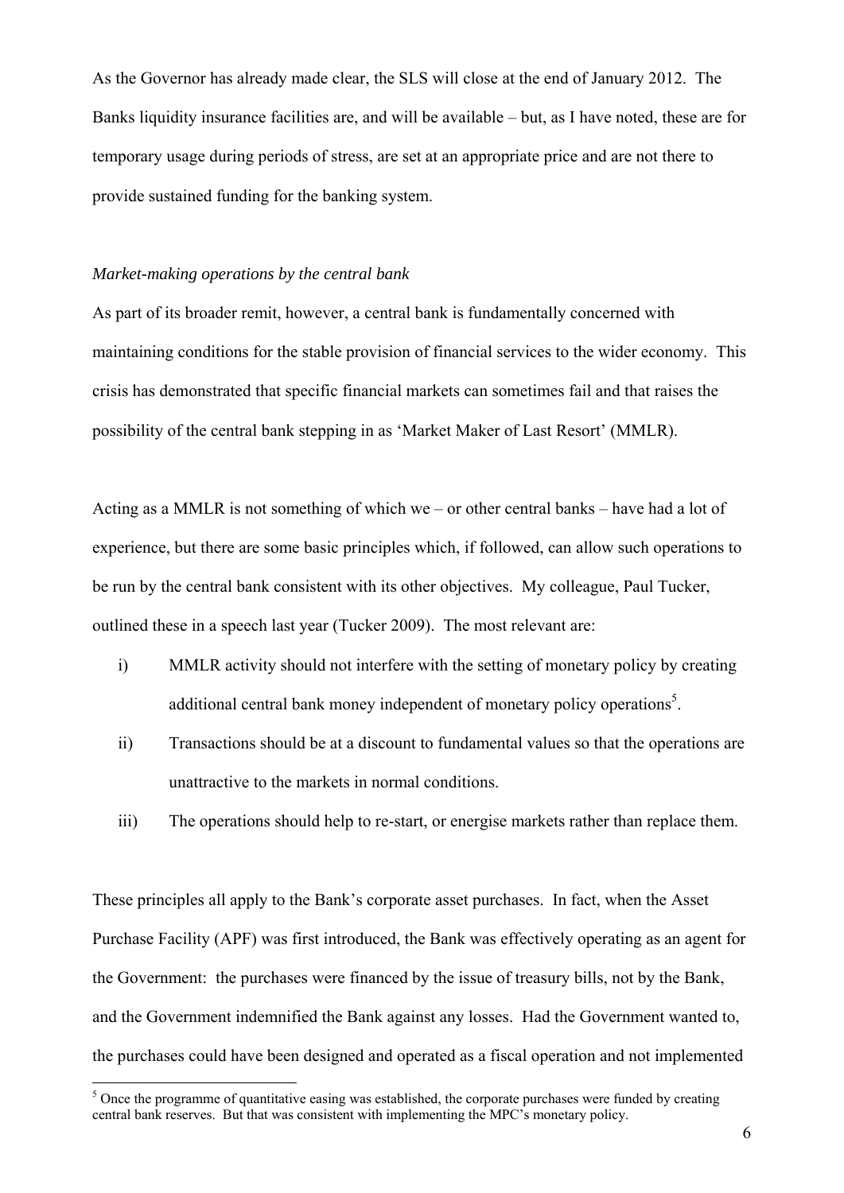As the Governor has already made clear, the SLS will close at the end of January 2012. The Banks liquidity insurance facilities are, and will be available – but, as I have noted, these are for temporary usage during periods of stress, are set at an appropriate price and are not there to provide sustained funding for the banking system.

*Market-making operations by the central bank*

As part of its broader remit, however, a central bank is fundamentally concerned with maintaining conditions for the stable provision of financial services to the wider economy. This crisis has demonstrated that specific financial markets can sometimes fail and that raises the possibility of the central bank stepping in as 'Market Maker of Last Resort' (MMLR).

Acting as a MMLR is not something of which we – or other central banks – have had a lot of experience, but there are some basic principles which, if followed, can allow such operations to be run by the central bank consistent with its other objectives. My colleague, Paul Tucker, outlined these in a speech last year (Tucker 2009). The most relevant are:

i) MMLR activity should not interfere with the setting of monetary policy by creating additional central bank money independent of monetary policy operations[5].

ii) Transactions should be at a discount to fundamental values so that the operations are unattractive to the markets in normal conditions.

iii) The operations should help to re-start, or energise markets rather than replace them.

These principles all apply to the Bank's corporate asset purchases. In fact, when the Asset Purchase Facility (APF) was first introduced, the Bank was effectively operating as an agent for the Government: the purchases were financed by the issue of treasury bills, not by the Bank, and the Government indemnified the Bank against any losses. Had the Government wanted to, the purchases could have been designed and operated as a fiscal operation and not implemented

[5] Once the programme of quantitative easing was established, the corporate purchases were funded by creating central bank reserves. But that was consistent with implementing the MPC's monetary policy.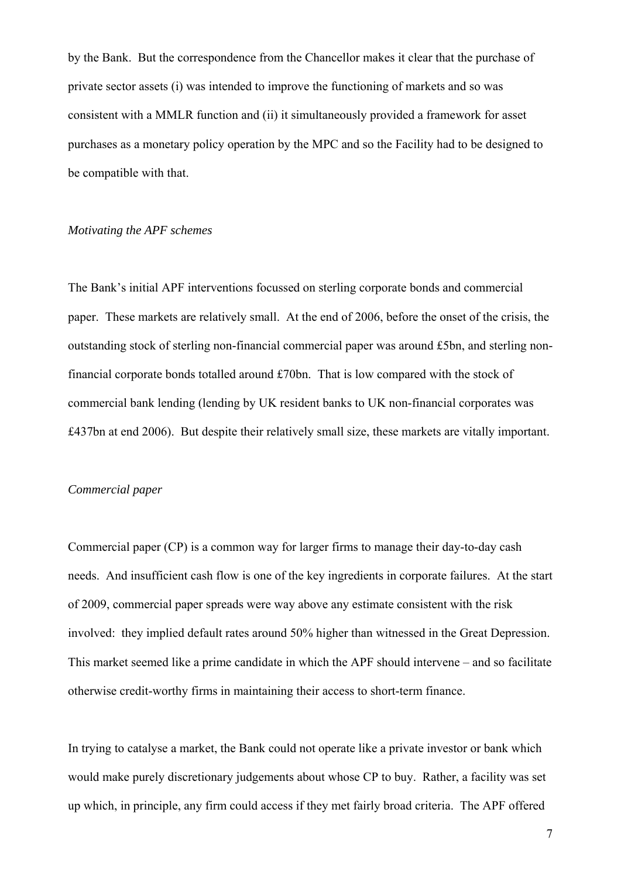by the Bank. But the correspondence from the Chancellor makes it clear that the purchase of private sector assets (i) was intended to improve the functioning of markets and so was consistent with a MMLR function and (ii) it simultaneously provided a framework for asset purchases as a monetary policy operation by the MPC and so the Facility had to be designed to be compatible with that.

*Motivating the APF schemes*

The Bank's initial APF interventions focussed on sterling corporate bonds and commercial paper. These markets are relatively small. At the end of 2006, before the onset of the crisis, the outstanding stock of sterling non-financial commercial paper was around £5bn, and sterling non-financial corporate bonds totalled around £70bn. That is low compared with the stock of commercial bank lending (lending by UK resident banks to UK non-financial corporates was £437bn at end 2006). But despite their relatively small size, these markets are vitally important.

*Commercial paper*

Commercial paper (CP) is a common way for larger firms to manage their day-to-day cash needs. And insufficient cash flow is one of the key ingredients in corporate failures. At the start of 2009, commercial paper spreads were way above any estimate consistent with the risk involved: they implied default rates around 50% higher than witnessed in the Great Depression. This market seemed like a prime candidate in which the APF should intervene – and so facilitate otherwise credit-worthy firms in maintaining their access to short-term finance.

In trying to catalyse a market, the Bank could not operate like a private investor or bank which would make purely discretionary judgements about whose CP to buy. Rather, a facility was set up which, in principle, any firm could access if they met fairly broad criteria. The APF offered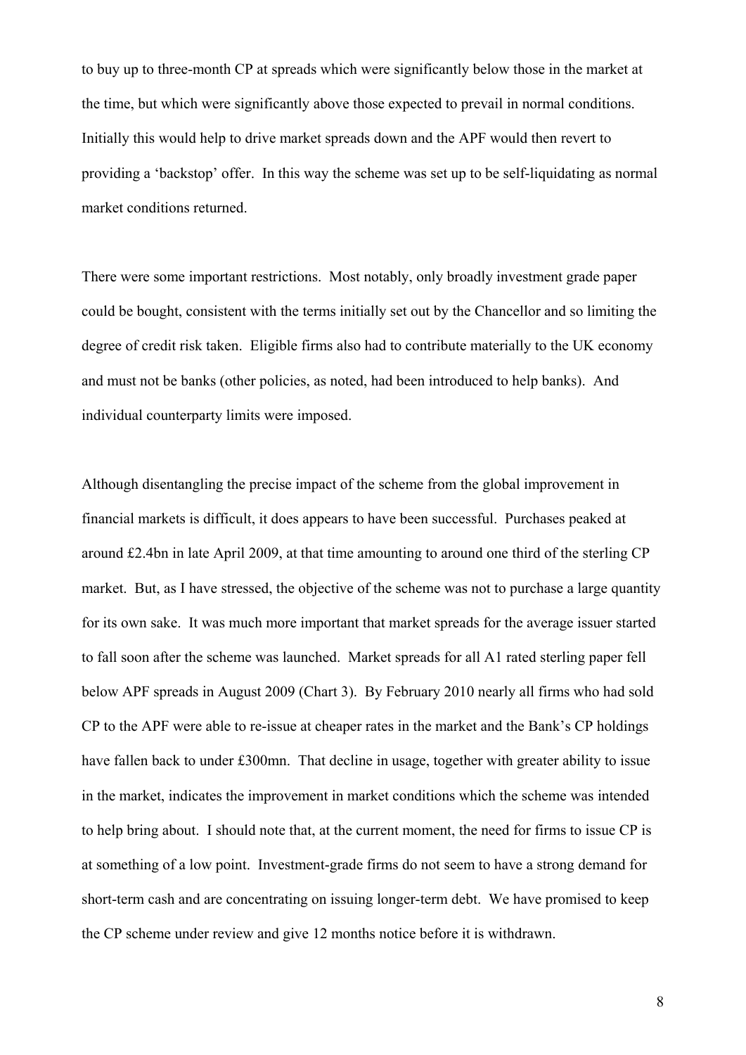to buy up to three-month CP at spreads which were significantly below those in the market at the time, but which were significantly above those expected to prevail in normal conditions. Initially this would help to drive market spreads down and the APF would then revert to providing a 'backstop' offer. In this way the scheme was set up to be self-liquidating as normal market conditions returned.

There were some important restrictions. Most notably, only broadly investment grade paper could be bought, consistent with the terms initially set out by the Chancellor and so limiting the degree of credit risk taken. Eligible firms also had to contribute materially to the UK economy and must not be banks (other policies, as noted, had been introduced to help banks). And individual counterparty limits were imposed.

Although disentangling the precise impact of the scheme from the global improvement in financial markets is difficult, it does appears to have been successful. Purchases peaked at around £2.4bn in late April 2009, at that time amounting to around one third of the sterling CP market. But, as I have stressed, the objective of the scheme was not to purchase a large quantity for its own sake. It was much more important that market spreads for the average issuer started to fall soon after the scheme was launched. Market spreads for all A1 rated sterling paper fell below APF spreads in August 2009 (Chart 3). By February 2010 nearly all firms who had sold CP to the APF were able to re-issue at cheaper rates in the market and the Bank's CP holdings have fallen back to under £300mn. That decline in usage, together with greater ability to issue in the market, indicates the improvement in market conditions which the scheme was intended to help bring about. I should note that, at the current moment, the need for firms to issue CP is at something of a low point. Investment-grade firms do not seem to have a strong demand for short-term cash and are concentrating on issuing longer-term debt. We have promised to keep the CP scheme under review and give 12 months notice before it is withdrawn.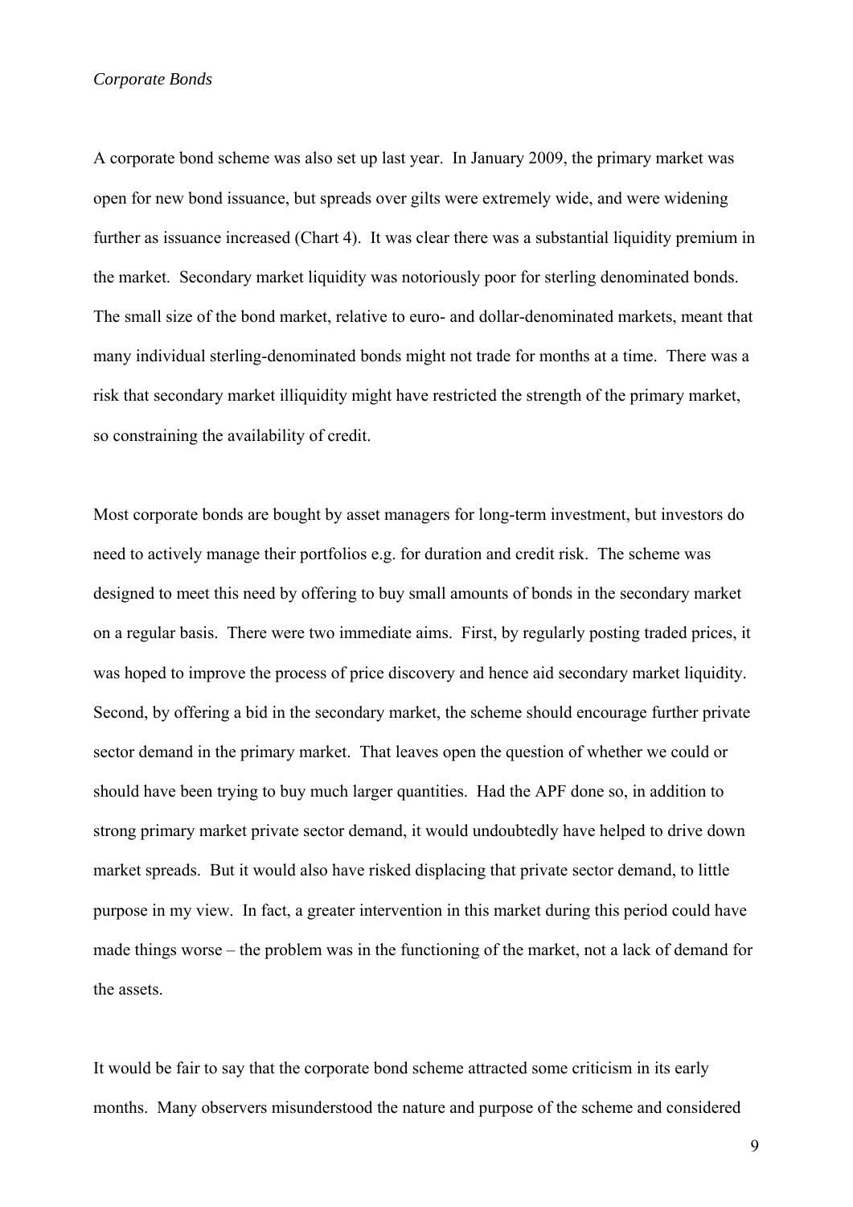*Corporate Bonds*

A corporate bond scheme was also set up last year. In January 2009, the primary market was open for new bond issuance, but spreads over gilts were extremely wide, and were widening further as issuance increased (Chart 4). It was clear there was a substantial liquidity premium in the market. Secondary market liquidity was notoriously poor for sterling denominated bonds. The small size of the bond market, relative to euro- and dollar-denominated markets, meant that many individual sterling-denominated bonds might not trade for months at a time. There was a risk that secondary market illiquidity might have restricted the strength of the primary market, so constraining the availability of credit.

Most corporate bonds are bought by asset managers for long-term investment, but investors do need to actively manage their portfolios e.g. for duration and credit risk. The scheme was designed to meet this need by offering to buy small amounts of bonds in the secondary market on a regular basis. There were two immediate aims. First, by regularly posting traded prices, it was hoped to improve the process of price discovery and hence aid secondary market liquidity. Second, by offering a bid in the secondary market, the scheme should encourage further private sector demand in the primary market. That leaves open the question of whether we could or should have been trying to buy much larger quantities. Had the APF done so, in addition to strong primary market private sector demand, it would undoubtedly have helped to drive down market spreads. But it would also have risked displacing that private sector demand, to little purpose in my view. In fact, a greater intervention in this market during this period could have made things worse – the problem was in the functioning of the market, not a lack of demand for the assets.

It would be fair to say that the corporate bond scheme attracted some criticism in its early months. Many observers misunderstood the nature and purpose of the scheme and considered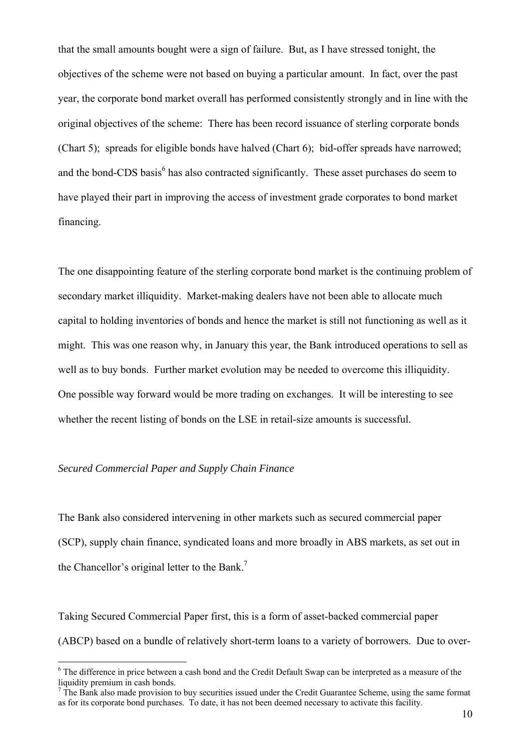that the small amounts bought were a sign of failure. But, as I have stressed tonight, the objectives of the scheme were not based on buying a particular amount. In fact, over the past year, the corporate bond market overall has performed consistently strongly and in line with the original objectives of the scheme: There has been record issuance of sterling corporate bonds (Chart 5); spreads for eligible bonds have halved (Chart 6); bid-offer spreads have narrowed; and the bond-CDS basis[6] has also contracted significantly. These asset purchases do seem to have played their part in improving the access of investment grade corporates to bond market financing.

The one disappointing feature of the sterling corporate bond market is the continuing problem of secondary market illiquidity. Market-making dealers have not been able to allocate much capital to holding inventories of bonds and hence the market is still not functioning as well as it might. This was one reason why, in January this year, the Bank introduced operations to sell as well as to buy bonds. Further market evolution may be needed to overcome this illiquidity. One possible way forward would be more trading on exchanges. It will be interesting to see whether the recent listing of bonds on the LSE in retail-size amounts is successful.

*Secured Commercial Paper and Supply Chain Finance*

The Bank also considered intervening in other markets such as secured commercial paper (SCP), supply chain finance, syndicated loans and more broadly in ABS markets, as set out in the Chancellor's original letter to the Bank.[7]

Taking Secured Commercial Paper first, this is a form of asset-backed commercial paper (ABCP) based on a bundle of relatively short-term loans to a variety of borrowers. Due to over-

---

[6] The difference in price between a cash bond and the Credit Default Swap can be interpreted as a measure of the liquidity premium in cash bonds.

[7] The Bank also made provision to buy securities issued under the Credit Guarantee Scheme, using the same format as for its corporate bond purchases. To date, it has not been deemed necessary to activate this facility.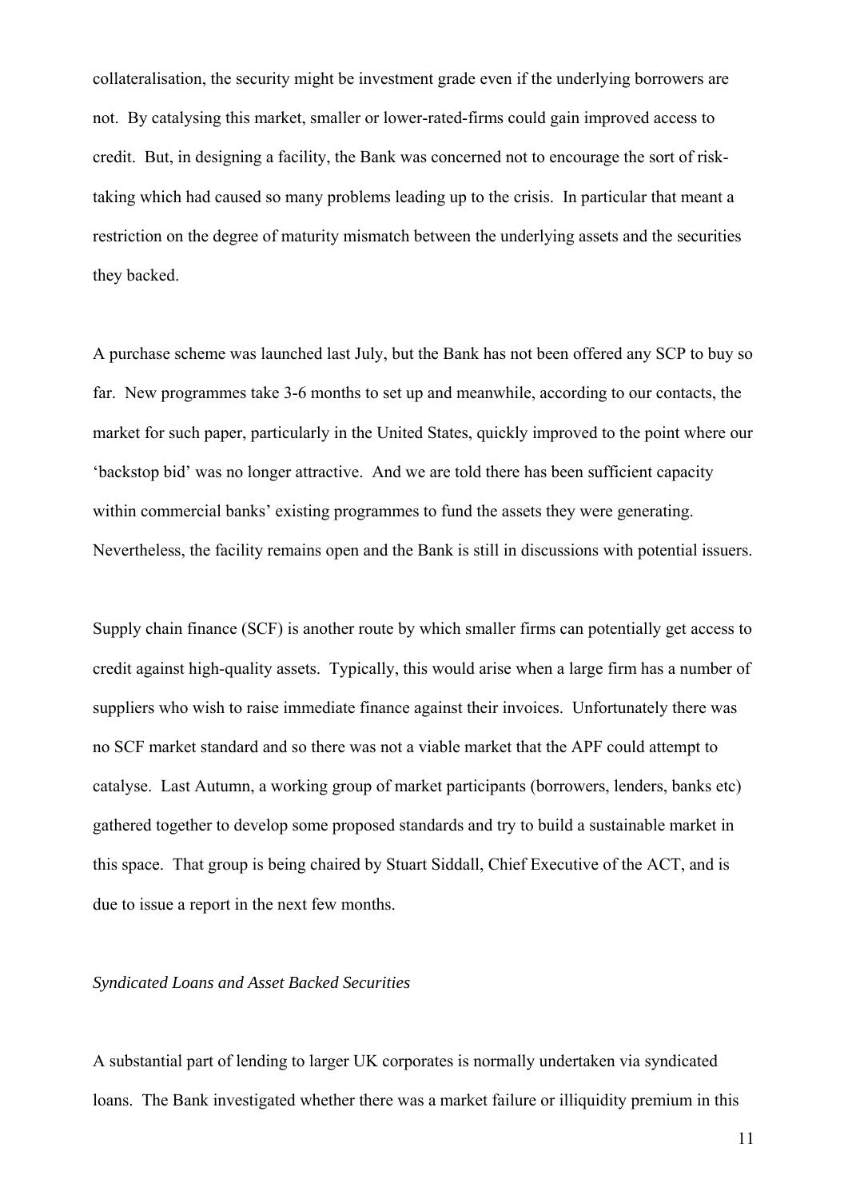collateralisation, the security might be investment grade even if the underlying borrowers are not. By catalysing this market, smaller or lower-rated-firms could gain improved access to credit. But, in designing a facility, the Bank was concerned not to encourage the sort of risk-taking which had caused so many problems leading up to the crisis. In particular that meant a restriction on the degree of maturity mismatch between the underlying assets and the securities they backed.

A purchase scheme was launched last July, but the Bank has not been offered any SCP to buy so far. New programmes take 3-6 months to set up and meanwhile, according to our contacts, the market for such paper, particularly in the United States, quickly improved to the point where our 'backstop bid' was no longer attractive. And we are told there has been sufficient capacity within commercial banks' existing programmes to fund the assets they were generating. Nevertheless, the facility remains open and the Bank is still in discussions with potential issuers.

Supply chain finance (SCF) is another route by which smaller firms can potentially get access to credit against high-quality assets. Typically, this would arise when a large firm has a number of suppliers who wish to raise immediate finance against their invoices. Unfortunately there was no SCF market standard and so there was not a viable market that the APF could attempt to catalyse. Last Autumn, a working group of market participants (borrowers, lenders, banks etc) gathered together to develop some proposed standards and try to build a sustainable market in this space. That group is being chaired by Stuart Siddall, Chief Executive of the ACT, and is due to issue a report in the next few months.

*Syndicated Loans and Asset Backed Securities*

A substantial part of lending to larger UK corporates is normally undertaken via syndicated loans. The Bank investigated whether there was a market failure or illiquidity premium in this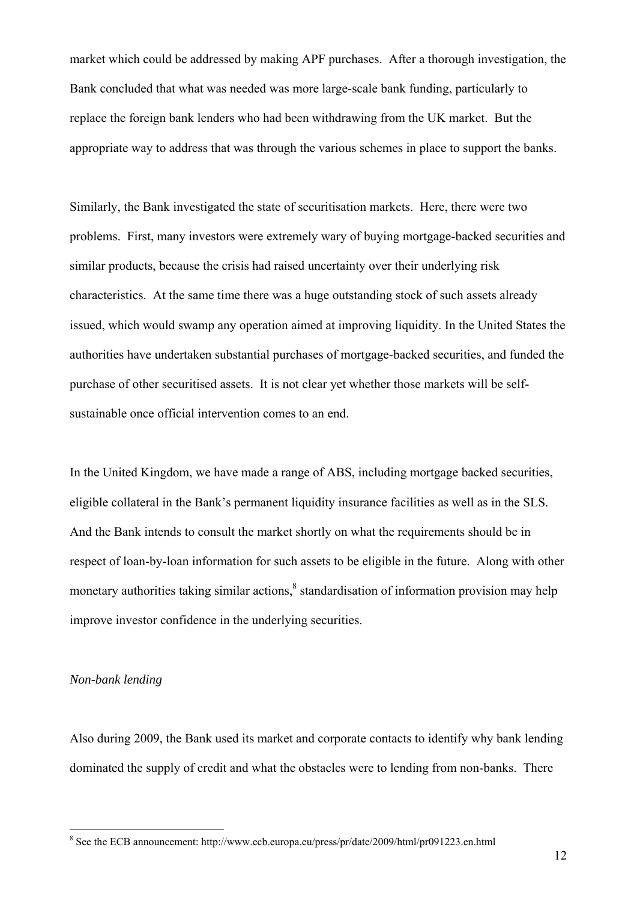market which could be addressed by making APF purchases. After a thorough investigation, the Bank concluded that what was needed was more large-scale bank funding, particularly to replace the foreign bank lenders who had been withdrawing from the UK market. But the appropriate way to address that was through the various schemes in place to support the banks.

Similarly, the Bank investigated the state of securitisation markets. Here, there were two problems. First, many investors were extremely wary of buying mortgage-backed securities and similar products, because the crisis had raised uncertainty over their underlying risk characteristics. At the same time there was a huge outstanding stock of such assets already issued, which would swamp any operation aimed at improving liquidity. In the United States the authorities have undertaken substantial purchases of mortgage-backed securities, and funded the purchase of other securitised assets. It is not clear yet whether those markets will be self-sustainable once official intervention comes to an end.

In the United Kingdom, we have made a range of ABS, including mortgage backed securities, eligible collateral in the Bank's permanent liquidity insurance facilities as well as in the SLS. And the Bank intends to consult the market shortly on what the requirements should be in respect of loan-by-loan information for such assets to be eligible in the future. Along with other monetary authorities taking similar actions,[8] standardisation of information provision may help improve investor confidence in the underlying securities.

*Non-bank lending*

Also during 2009, the Bank used its market and corporate contacts to identify why bank lending dominated the supply of credit and what the obstacles were to lending from non-banks. There

[8] See the ECB announcement: http://www.ecb.europa.eu/press/pr/date/2009/html/pr091223.en.html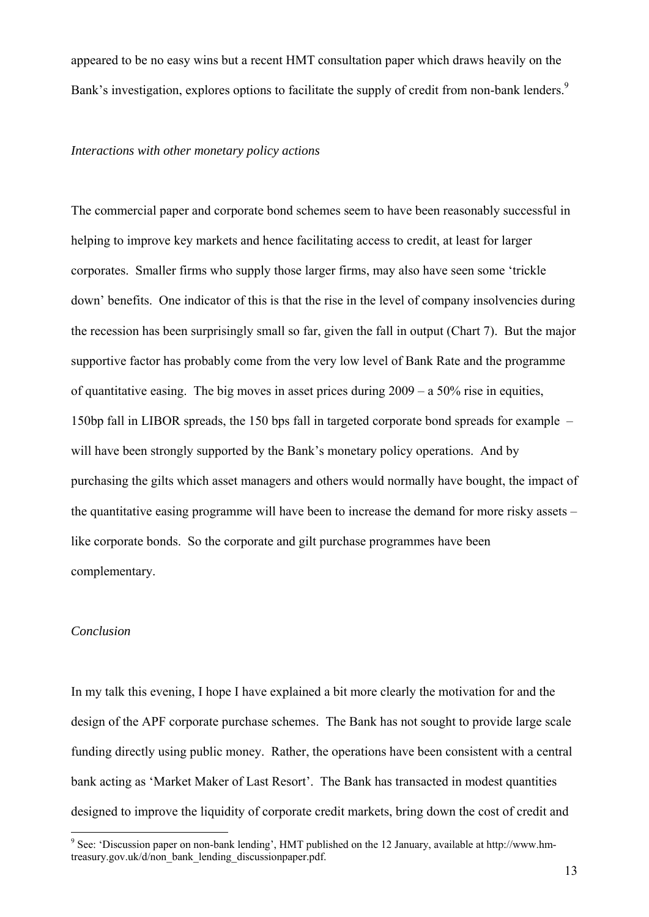appeared to be no easy wins but a recent HMT consultation paper which draws heavily on the Bank's investigation, explores options to facilitate the supply of credit from non-bank lenders.[9]

*Interactions with other monetary policy actions*

The commercial paper and corporate bond schemes seem to have been reasonably successful in helping to improve key markets and hence facilitating access to credit, at least for larger corporates. Smaller firms who supply those larger firms, may also have seen some 'trickle down' benefits. One indicator of this is that the rise in the level of company insolvencies during the recession has been surprisingly small so far, given the fall in output (Chart 7). But the major supportive factor has probably come from the very low level of Bank Rate and the programme of quantitative easing. The big moves in asset prices during 2009 – a 50% rise in equities, 150bp fall in LIBOR spreads, the 150 bps fall in targeted corporate bond spreads for example – will have been strongly supported by the Bank's monetary policy operations. And by purchasing the gilts which asset managers and others would normally have bought, the impact of the quantitative easing programme will have been to increase the demand for more risky assets – like corporate bonds. So the corporate and gilt purchase programmes have been complementary.

*Conclusion*

In my talk this evening, I hope I have explained a bit more clearly the motivation for and the design of the APF corporate purchase schemes. The Bank has not sought to provide large scale funding directly using public money. Rather, the operations have been consistent with a central bank acting as 'Market Maker of Last Resort'. The Bank has transacted in modest quantities designed to improve the liquidity of corporate credit markets, bring down the cost of credit and

---

[9] See: 'Discussion paper on non-bank lending', HMT published on the 12 January, available at http://www.hm-treasury.gov.uk/d/non_bank_lending_discussionpaper.pdf.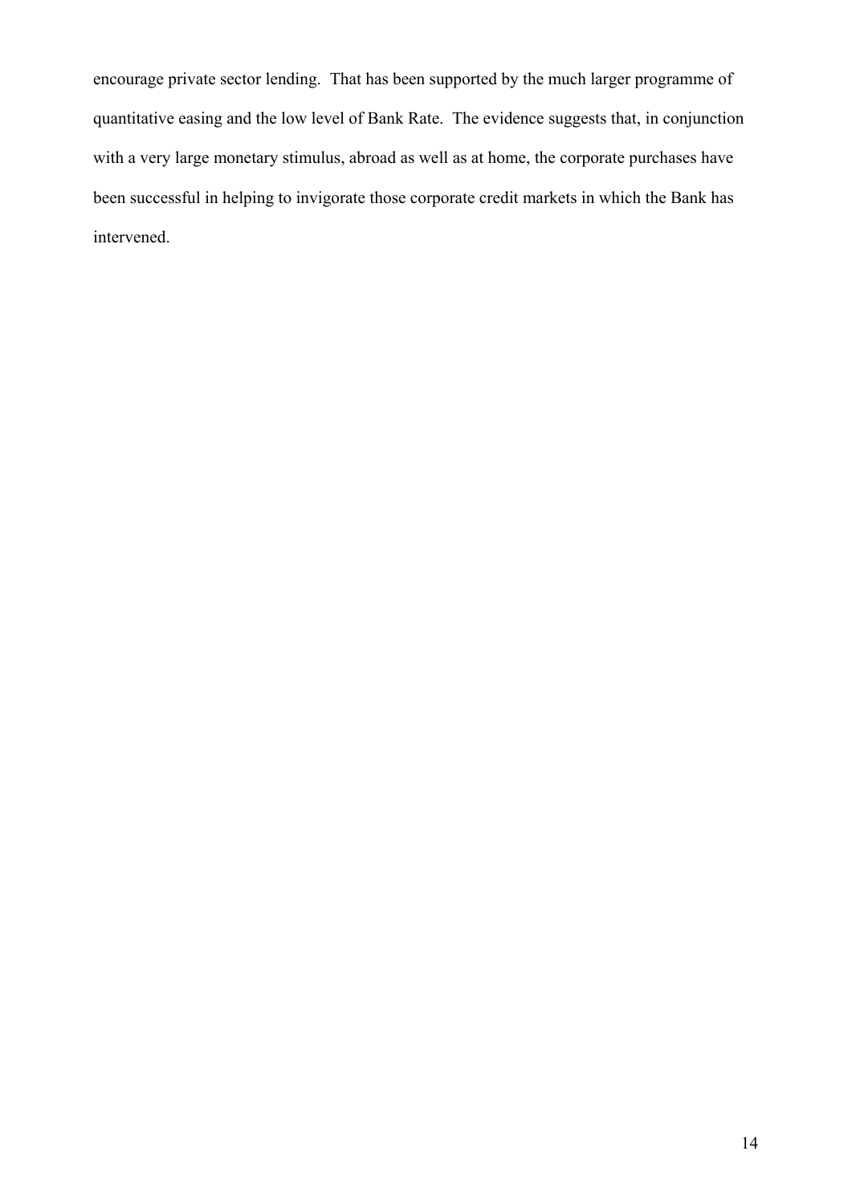encourage private sector lending. That has been supported by the much larger programme of quantitative easing and the low level of Bank Rate. The evidence suggests that, in conjunction with a very large monetary stimulus, abroad as well as at home, the corporate purchases have been successful in helping to invigorate those corporate credit markets in which the Bank has intervened.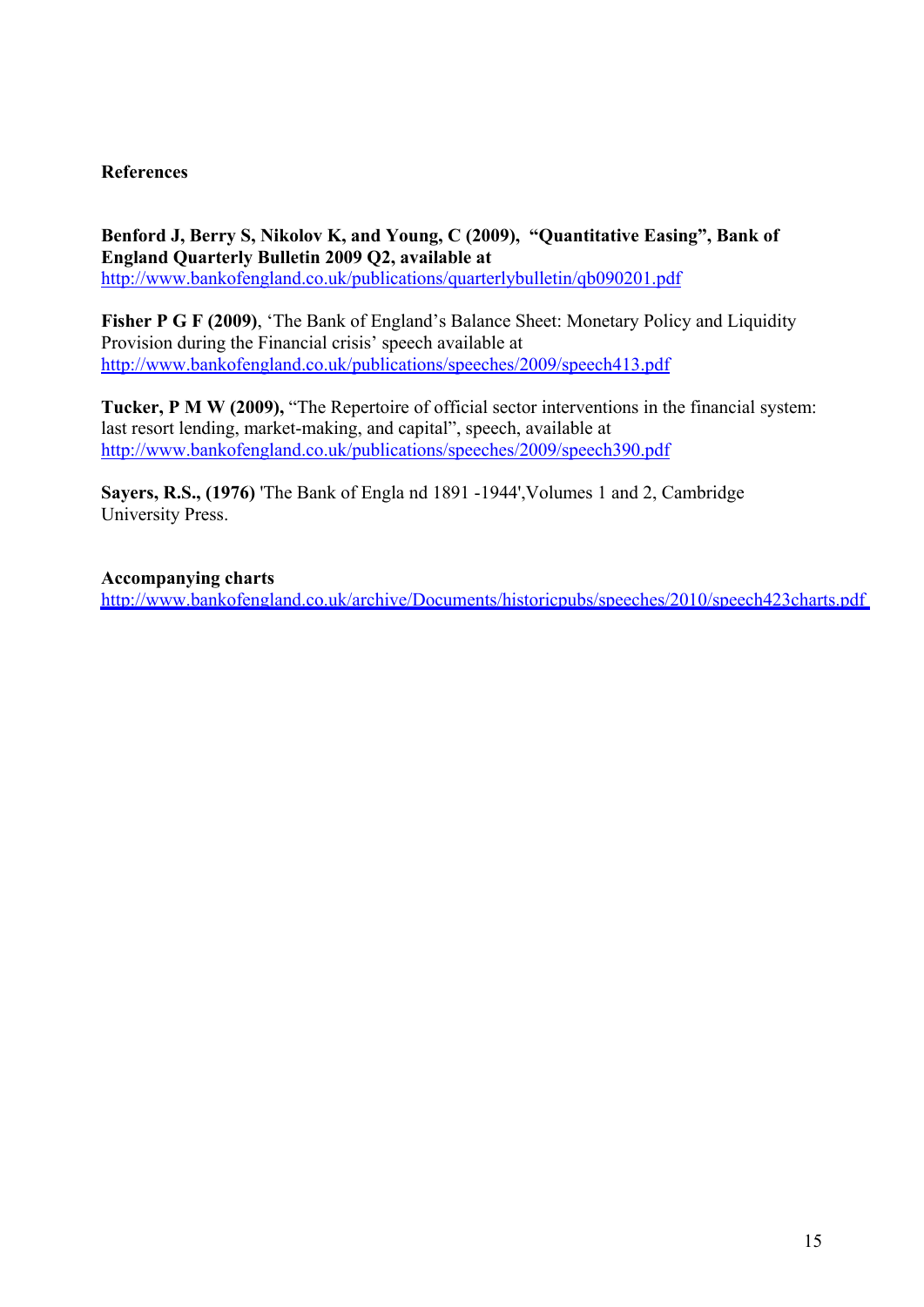**References**

**Benford J, Berry S, Nikolov K, and Young, C (2009), "Quantitative Easing", Bank of England Quarterly Bulletin 2009 Q2, available at**
http://www.bankofengland.co.uk/publications/quarterlybulletin/qb090201.pdf

**Fisher P G F (2009)**, 'The Bank of England's Balance Sheet: Monetary Policy and Liquidity Provision during the Financial crisis' speech available at
http://www.bankofengland.co.uk/publications/speeches/2009/speech413.pdf

**Tucker, P M W (2009),** "The Repertoire of official sector interventions in the financial system: last resort lending, market-making, and capital", speech, available at
http://www.bankofengland.co.uk/publications/speeches/2009/speech390.pdf

**Sayers, R.S., (1976)** 'The Bank of Engla nd 1891 -1944',Volumes 1 and 2, Cambridge University Press.

**Accompanying charts**
http://www.bankofengland.co.uk/archive/Documents/historicpubs/speeches/2010/speech423charts.pdf